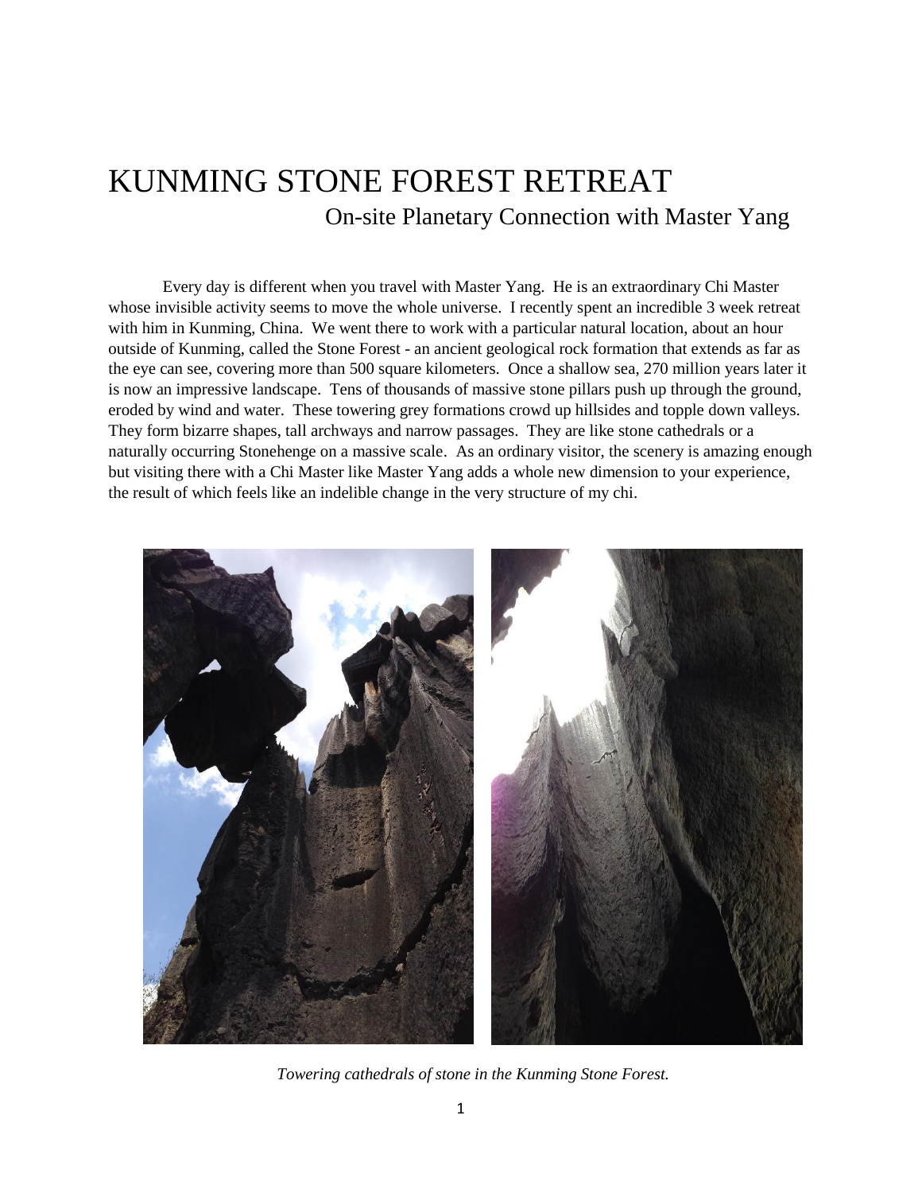# KUNMING STONE FOREST RETREAT

## On-site Planetary Connection with Master Yang

Every day is different when you travel with Master Yang. He is an extraordinary Chi Master whose invisible activity seems to move the whole universe. I recently spent an incredible 3 week retreat with him in Kunming, China. We went there to work with a particular natural location, about an hour outside of Kunming, called the Stone Forest - an ancient geological rock formation that extends as far as the eye can see, covering more than 500 square kilometers. Once a shallow sea, 270 million years later it is now an impressive landscape. Tens of thousands of massive stone pillars push up through the ground, eroded by wind and water. These towering grey formations crowd up hillsides and topple down valleys. They form bizarre shapes, tall archways and narrow passages. They are like stone cathedrals or a naturally occurring Stonehenge on a massive scale. As an ordinary visitor, the scenery is amazing enough but visiting there with a Chi Master like Master Yang adds a whole new dimension to your experience, the result of which feels like an indelible change in the very structure of my chi.

*Towering cathedrals of stone in the Kunming Stone Forest.*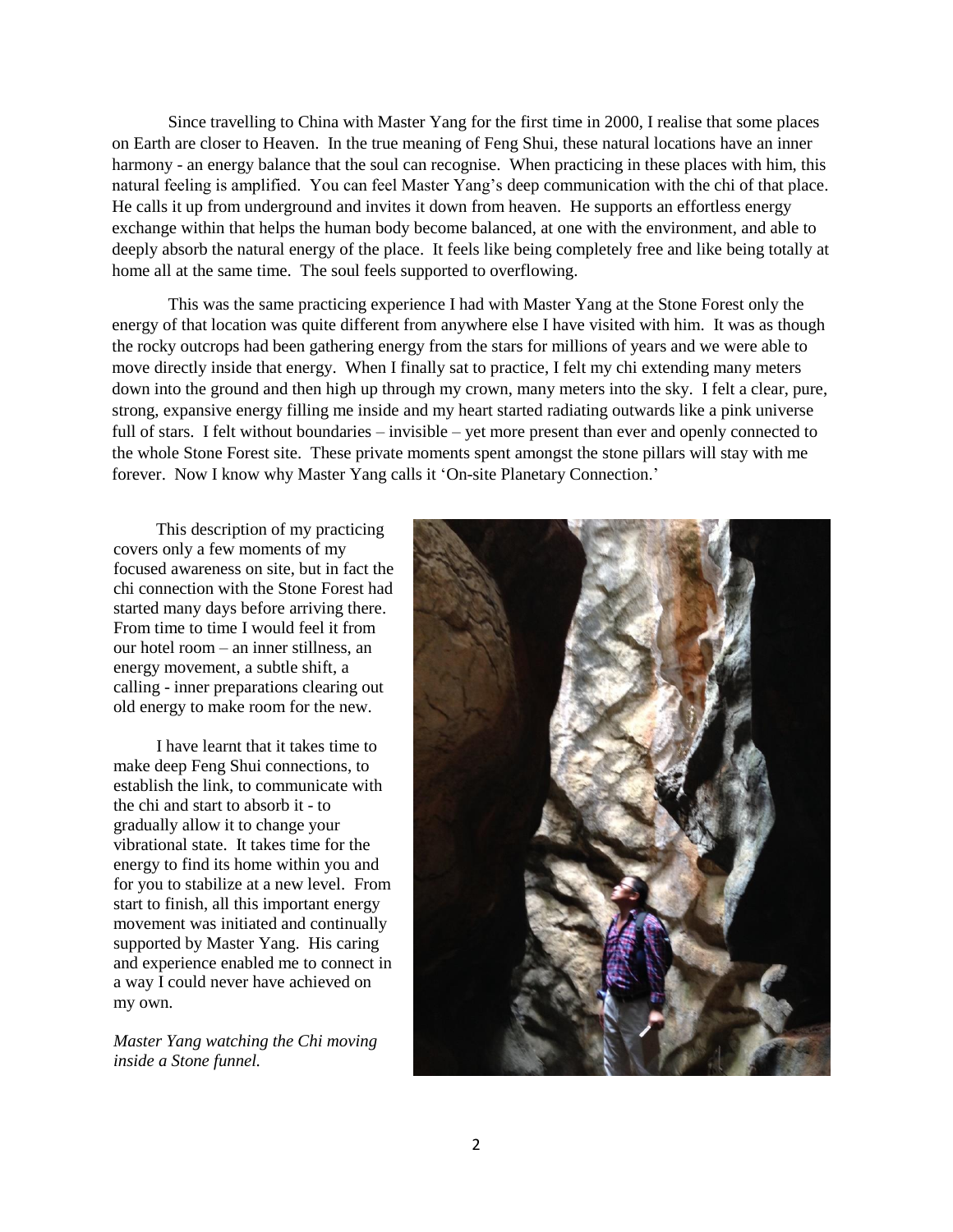Since travelling to China with Master Yang for the first time in 2000, I realise that some places on Earth are closer to Heaven. In the true meaning of Feng Shui, these natural locations have an inner harmony - an energy balance that the soul can recognise. When practicing in these places with him, this natural feeling is amplified. You can feel Master Yang's deep communication with the chi of that place. He calls it up from underground and invites it down from heaven. He supports an effortless energy exchange within that helps the human body become balanced, at one with the environment, and able to deeply absorb the natural energy of the place. It feels like being completely free and like being totally at home all at the same time. The soul feels supported to overflowing.

This was the same practicing experience I had with Master Yang at the Stone Forest only the energy of that location was quite different from anywhere else I have visited with him. It was as though the rocky outcrops had been gathering energy from the stars for millions of years and we were able to move directly inside that energy. When I finally sat to practice, I felt my chi extending many meters down into the ground and then high up through my crown, many meters into the sky. I felt a clear, pure, strong, expansive energy filling me inside and my heart started radiating outwards like a pink universe full of stars. I felt without boundaries – invisible – yet more present than ever and openly connected to the whole Stone Forest site. These private moments spent amongst the stone pillars will stay with me forever. Now I know why Master Yang calls it 'On-site Planetary Connection.'

This description of my practicing covers only a few moments of my focused awareness on site, but in fact the chi connection with the Stone Forest had started many days before arriving there. From time to time I would feel it from our hotel room – an inner stillness, an energy movement, a subtle shift, a calling - inner preparations clearing out old energy to make room for the new.

I have learnt that it takes time to make deep Feng Shui connections, to establish the link, to communicate with the chi and start to absorb it - to gradually allow it to change your vibrational state. It takes time for the energy to find its home within you and for you to stabilize at a new level. From start to finish, all this important energy movement was initiated and continually supported by Master Yang. His caring and experience enabled me to connect in a way I could never have achieved on my own.

*Master Yang watching the Chi moving inside a Stone funnel.*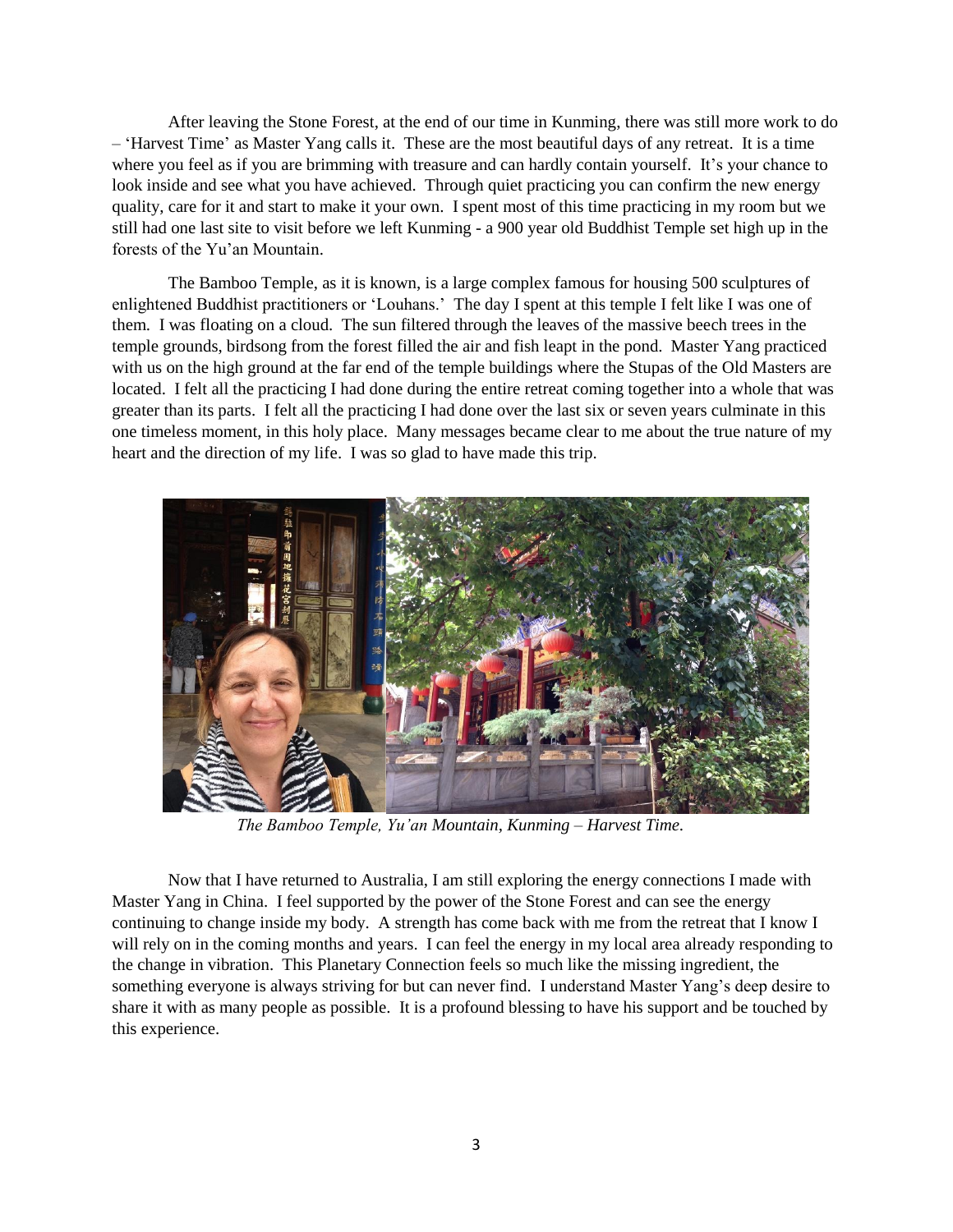After leaving the Stone Forest, at the end of our time in Kunming, there was still more work to do – 'Harvest Time' as Master Yang calls it. These are the most beautiful days of any retreat. It is a time where you feel as if you are brimming with treasure and can hardly contain yourself. It's your chance to look inside and see what you have achieved. Through quiet practicing you can confirm the new energy quality, care for it and start to make it your own. I spent most of this time practicing in my room but we still had one last site to visit before we left Kunming - a 900 year old Buddhist Temple set high up in the forests of the Yu'an Mountain.

The Bamboo Temple, as it is known, is a large complex famous for housing 500 sculptures of enlightened Buddhist practitioners or 'Louhans.' The day I spent at this temple I felt like I was one of them. I was floating on a cloud. The sun filtered through the leaves of the massive beech trees in the temple grounds, birdsong from the forest filled the air and fish leapt in the pond. Master Yang practiced with us on the high ground at the far end of the temple buildings where the Stupas of the Old Masters are located. I felt all the practicing I had done during the entire retreat coming together into a whole that was greater than its parts. I felt all the practicing I had done over the last six or seven years culminate in this one timeless moment, in this holy place. Many messages became clear to me about the true nature of my heart and the direction of my life. I was so glad to have made this trip.

*The Bamboo Temple, Yu'an Mountain, Kunming – Harvest Time.*

Now that I have returned to Australia, I am still exploring the energy connections I made with Master Yang in China. I feel supported by the power of the Stone Forest and can see the energy continuing to change inside my body. A strength has come back with me from the retreat that I know I will rely on in the coming months and years. I can feel the energy in my local area already responding to the change in vibration. This Planetary Connection feels so much like the missing ingredient, the something everyone is always striving for but can never find. I understand Master Yang's deep desire to share it with as many people as possible. It is a profound blessing to have his support and be touched by this experience.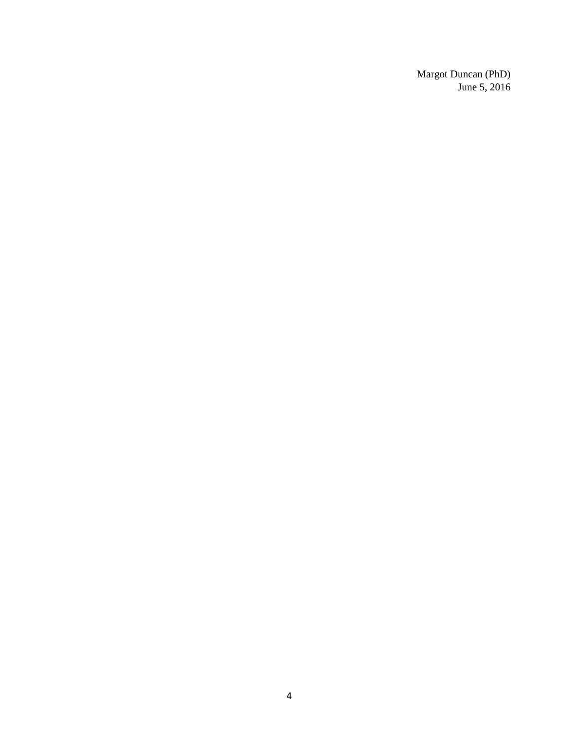Margot Duncan (PhD)
June 5, 2016